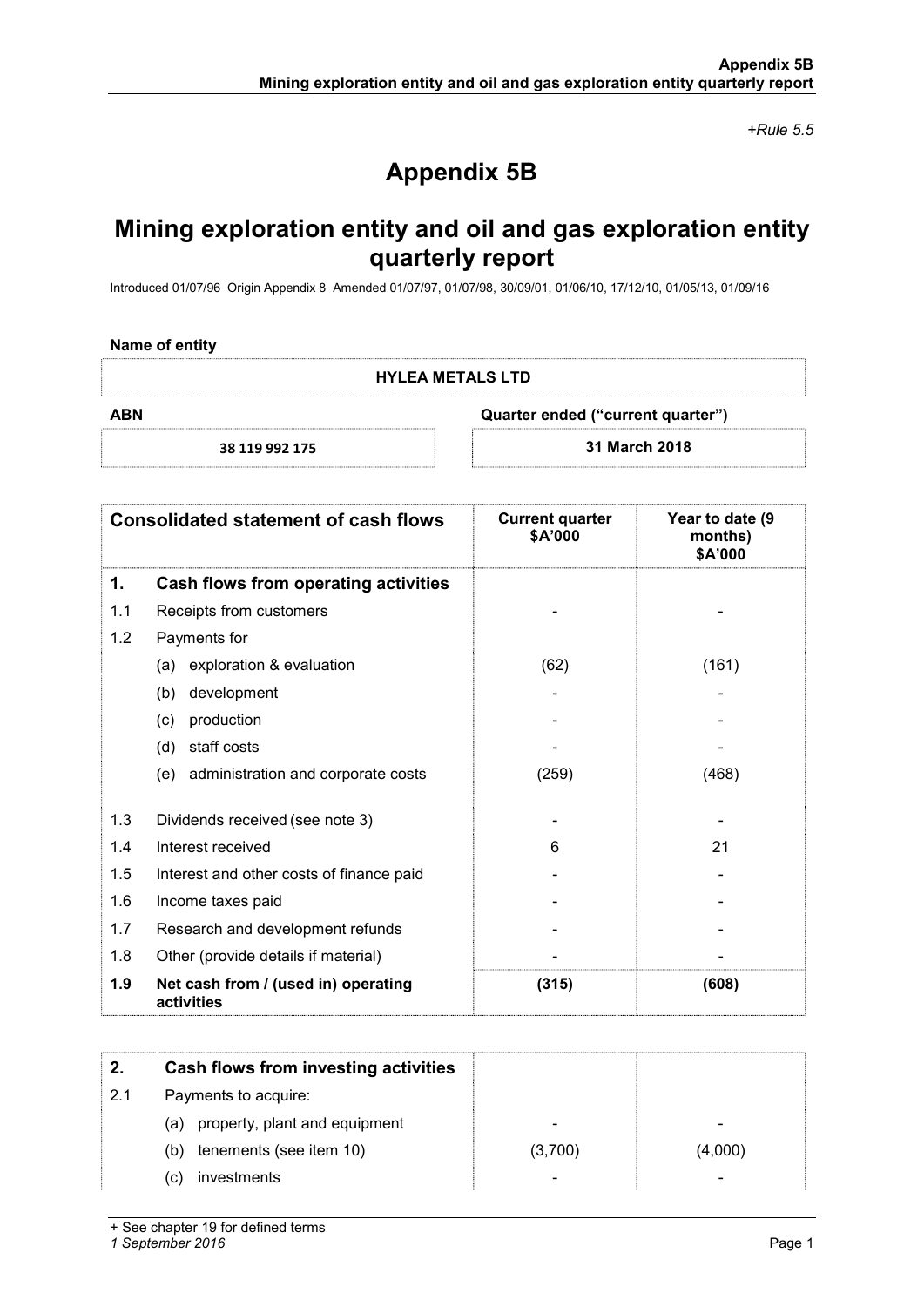*+Rule 5.5*

# Appendix 5B

## Mining exploration entity and oil and gas exploration entity quarterly report

Introduced 01/07/96 Origin Appendix 8 Amended 01/07/97, 01/07/98, 30/09/01, 01/06/10, 17/12/10, 01/05/13, 01/09/16

**Name of entity**

| HYLEA METALS LTD | |
|---|---|
| **ABN** | **Quarter ended ("current quarter")** |
| 38 119 992 175 | 31 March 2018 |

| | Consolidated statement of cash flows | Current quarter \$A'000 | Year to date (9 months) \$A'000 |
|---|---|---|---|
| **1.** | **Cash flows from operating activities** | | |
| 1.1 | Receipts from customers | - | - |
| 1.2 | Payments for | | |
| | (a) exploration & evaluation | (62) | (161) |
| | (b) development | - | - |
| | (c) production | - | - |
| | (d) staff costs | - | - |
| | (e) administration and corporate costs | (259) | (468) |
| 1.3 | Dividends received (see note 3) | - | - |
| 1.4 | Interest received | 6 | 21 |
| 1.5 | Interest and other costs of finance paid | - | - |
| 1.6 | Income taxes paid | - | - |
| 1.7 | Research and development refunds | - | - |
| 1.8 | Other (provide details if material) | - | - |
| **1.9** | **Net cash from / (used in) operating activities** | **(315)** | **(608)** |

| | | | |
|---|---|---|---|
| **2.** | **Cash flows from investing activities** | | |
| 2.1 | Payments to acquire: | | |
| | (a) property, plant and equipment | - | - |
| | (b) tenements (see item 10) | (3,700) | (4,000) |
| | (c) investments | - | - |

+ See chapter 19 for defined terms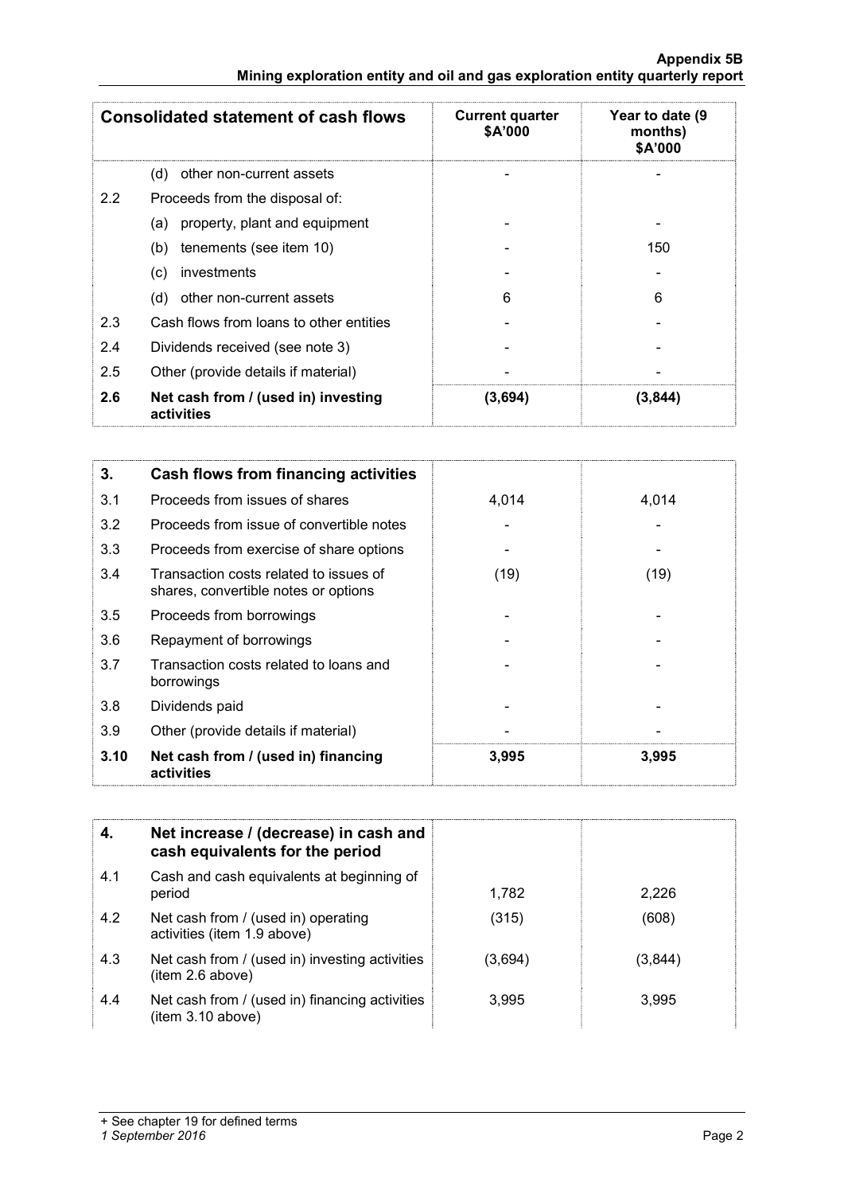| Consolidated statement of cash flows | | Current quarter $A'000 | Year to date (9 months) $A'000 |
|---|---|---|---|
| | (d) other non-current assets | - | - |
| 2.2 | Proceeds from the disposal of: | | |
| | (a) property, plant and equipment | - | - |
| | (b) tenements (see item 10) | - | 150 |
| | (c) investments | - | - |
| | (d) other non-current assets | 6 | 6 |
| 2.3 | Cash flows from loans to other entities | - | - |
| 2.4 | Dividends received (see note 3) | - | - |
| 2.5 | Other (provide details if material) | - | - |
| **2.6** | **Net cash from / (used in) investing activities** | **(3,694)** | **(3,844)** |

| **3.** | **Cash flows from financing activities** | | |
|---|---|---|---|
| 3.1 | Proceeds from issues of shares | 4,014 | 4,014 |
| 3.2 | Proceeds from issue of convertible notes | - | - |
| 3.3 | Proceeds from exercise of share options | - | - |
| 3.4 | Transaction costs related to issues of shares, convertible notes or options | (19) | (19) |
| 3.5 | Proceeds from borrowings | - | - |
| 3.6 | Repayment of borrowings | - | - |
| 3.7 | Transaction costs related to loans and borrowings | - | - |
| 3.8 | Dividends paid | - | - |
| 3.9 | Other (provide details if material) | - | - |
| **3.10** | **Net cash from / (used in) financing activities** | **3,995** | **3,995** |

| **4.** | **Net increase / (decrease) in cash and cash equivalents for the period** | | |
|---|---|---|---|
| 4.1 | Cash and cash equivalents at beginning of period | 1,782 | 2,226 |
| 4.2 | Net cash from / (used in) operating activities (item 1.9 above) | (315) | (608) |
| 4.3 | Net cash from / (used in) investing activities (item 2.6 above) | (3,694) | (3,844) |
| 4.4 | Net cash from / (used in) financing activities (item 3.10 above) | 3,995 | 3,995 |

+ See chapter 19 for defined terms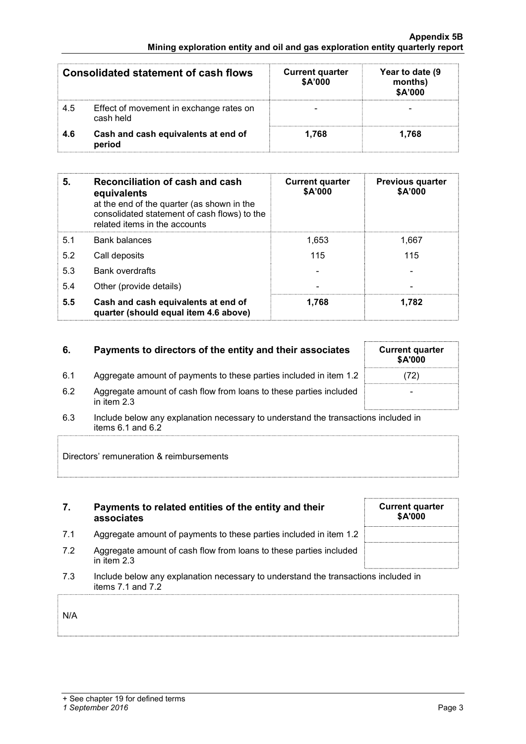| Consolidated statement of cash flows | | Current quarter $A'000 | Year to date (9 months) $A'000 |
|---|---|---|---|
| 4.5 | Effect of movement in exchange rates on cash held | - | - |
| **4.6** | **Cash and cash equivalents at end of period** | **1,768** | **1,768** |

| 5. | Reconciliation of cash and cash equivalents at the end of the quarter (as shown in the consolidated statement of cash flows) to the related items in the accounts | Current quarter $A'000 | Previous quarter $A'000 |
|---|---|---|---|
| 5.1 | Bank balances | 1,653 | 1,667 |
| 5.2 | Call deposits | 115 | 115 |
| 5.3 | Bank overdrafts | - | - |
| 5.4 | Other (provide details) | - | - |
| **5.5** | **Cash and cash equivalents at end of quarter (should equal item 4.6 above)** | **1,768** | **1,782** |

| 6. | Payments to directors of the entity and their associates | Current quarter $A'000 |
|---|---|---|
| 6.1 | Aggregate amount of payments to these parties included in item 1.2 | (72) |
| 6.2 | Aggregate amount of cash flow from loans to these parties included in item 2.3 | - |

6.3 Include below any explanation necessary to understand the transactions included in items 6.1 and 6.2

Directors' remuneration & reimbursements

| 7. | Payments to related entities of the entity and their associates | Current quarter $A'000 |
|---|---|---|
| 7.1 | Aggregate amount of payments to these parties included in item 1.2 | |
| 7.2 | Aggregate amount of cash flow from loans to these parties included in item 2.3 | |

7.3 Include below any explanation necessary to understand the transactions included in items 7.1 and 7.2

N/A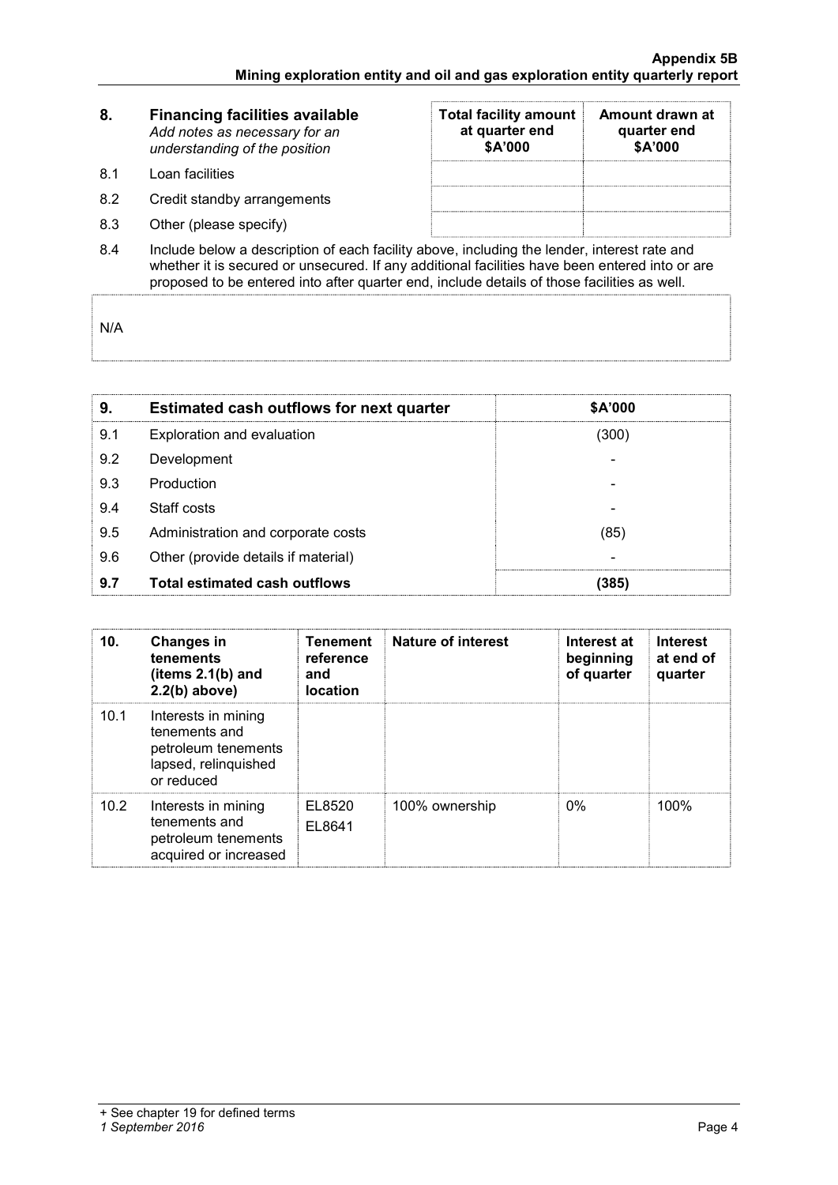| 8. | **Financing facilities available** *Add notes as necessary for an understanding of the position* | **Total facility amount at quarter end \$A'000** | **Amount drawn at quarter end \$A'000** |
|---|---|---|---|
| 8.1 | Loan facilities | | |
| 8.2 | Credit standby arrangements | | |
| 8.3 | Other (please specify) | | |

8.4 Include below a description of each facility above, including the lender, interest rate and whether it is secured or unsecured. If any additional facilities have been entered into or are proposed to be entered into after quarter end, include details of those facilities as well.

N/A

| 9. | **Estimated cash outflows for next quarter** | **\$A'000** |
|---|---|---|
| 9.1 | Exploration and evaluation | (300) |
| 9.2 | Development | - |
| 9.3 | Production | - |
| 9.4 | Staff costs | - |
| 9.5 | Administration and corporate costs | (85) |
| 9.6 | Other (provide details if material) | - |
| **9.7** | **Total estimated cash outflows** | **(385)** |

| 10. | **Changes in tenements (items 2.1(b) and 2.2(b) above)** | **Tenement reference and location** | **Nature of interest** | **Interest at beginning of quarter** | **Interest at end of quarter** |
|---|---|---|---|---|---|
| 10.1 | Interests in mining tenements and petroleum tenements lapsed, relinquished or reduced | | | | |
| 10.2 | Interests in mining tenements and petroleum tenements acquired or increased | EL8520 EL8641 | 100% ownership | 0% | 100% |

+ See chapter 19 for defined terms
*1 September 2016*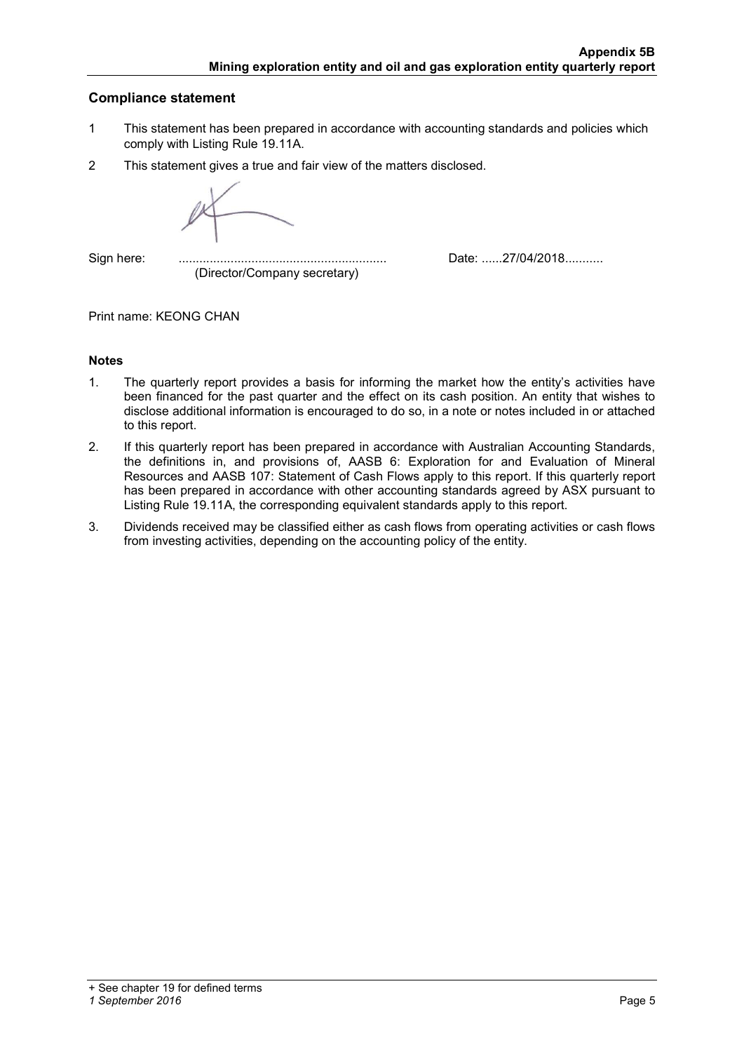## Compliance statement

1 This statement has been prepared in accordance with accounting standards and policies which comply with Listing Rule 19.11A.

2 This statement gives a true and fair view of the matters disclosed.

Sign here: ............................................................ Date: ......27/04/2018...........
(Director/Company secretary)

Print name: KEONG CHAN

### Notes

1. The quarterly report provides a basis for informing the market how the entity's activities have been financed for the past quarter and the effect on its cash position. An entity that wishes to disclose additional information is encouraged to do so, in a note or notes included in or attached to this report.

2. If this quarterly report has been prepared in accordance with Australian Accounting Standards, the definitions in, and provisions of, AASB 6: Exploration for and Evaluation of Mineral Resources and AASB 107: Statement of Cash Flows apply to this report. If this quarterly report has been prepared in accordance with other accounting standards agreed by ASX pursuant to Listing Rule 19.11A, the corresponding equivalent standards apply to this report.

3. Dividends received may be classified either as cash flows from operating activities or cash flows from investing activities, depending on the accounting policy of the entity.